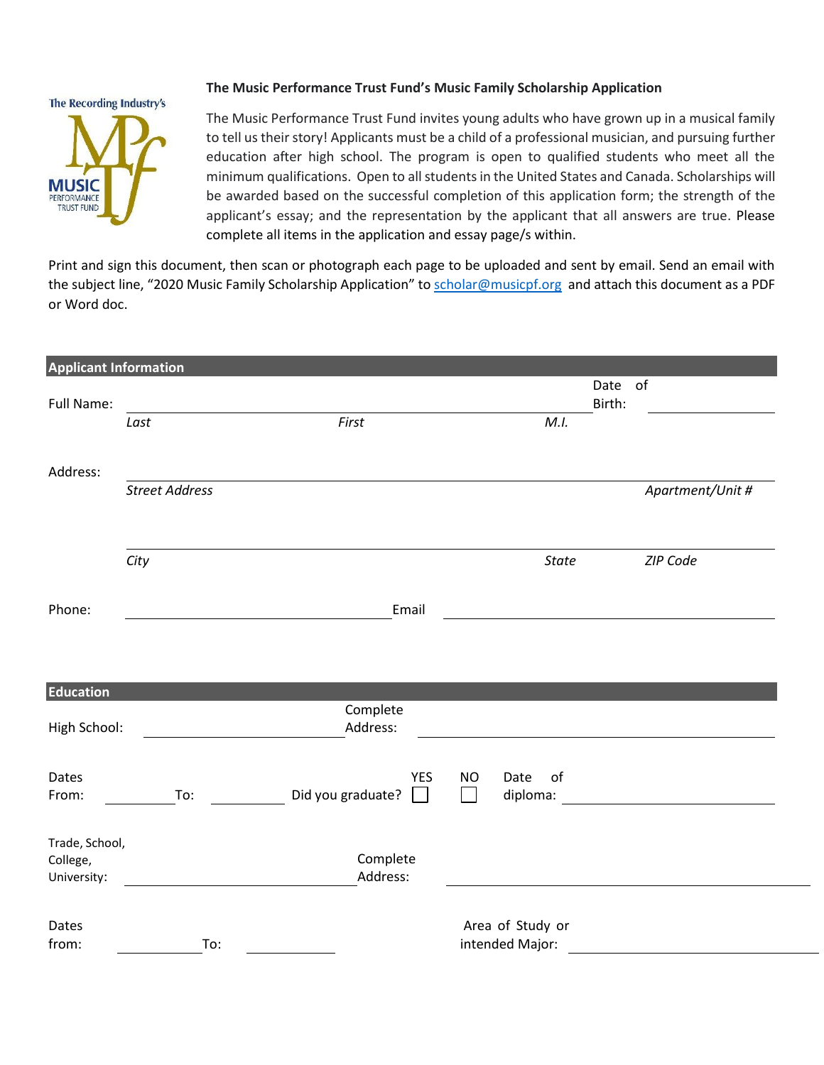**The Music Performance Trust Fund's Music Family Scholarship Application**

The Music Performance Trust Fund invites young adults who have grown up in a musical family to tell us their story! Applicants must be a child of a professional musician, and pursuing further education after high school. The program is open to qualified students who meet all the minimum qualifications. Open to all students in the United States and Canada. Scholarships will be awarded based on the successful completion of this application form; the strength of the applicant's essay; and the representation by the applicant that all answers are true. Please complete all items in the application and essay page/s within.

Print and sign this document, then scan or photograph each page to be uploaded and sent by email. Send an email with the subject line, "2020 Music Family Scholarship Application" to scholar@musicpf.org and attach this document as a PDF or Word doc.

## Applicant Information

Full Name: ______________________________________________ Date of Birth: ____________

*Last* *First* *M.I.*

Address: ______________________________________________

*Street Address* *Apartment/Unit #*

______________________________________________

*City* *State* *ZIP Code*

Phone: ____________________ Email ____________________

## Education

High School: ____________________ Complete Address: ____________________

Dates From: ________ To: ________ Did you graduate? YES ☐ NO ☐ Date of diploma: ____________

Trade, School, College, University: ____________________ Complete Address: ____________________

Dates from: ________ To: ________ Area of Study or intended Major: ____________________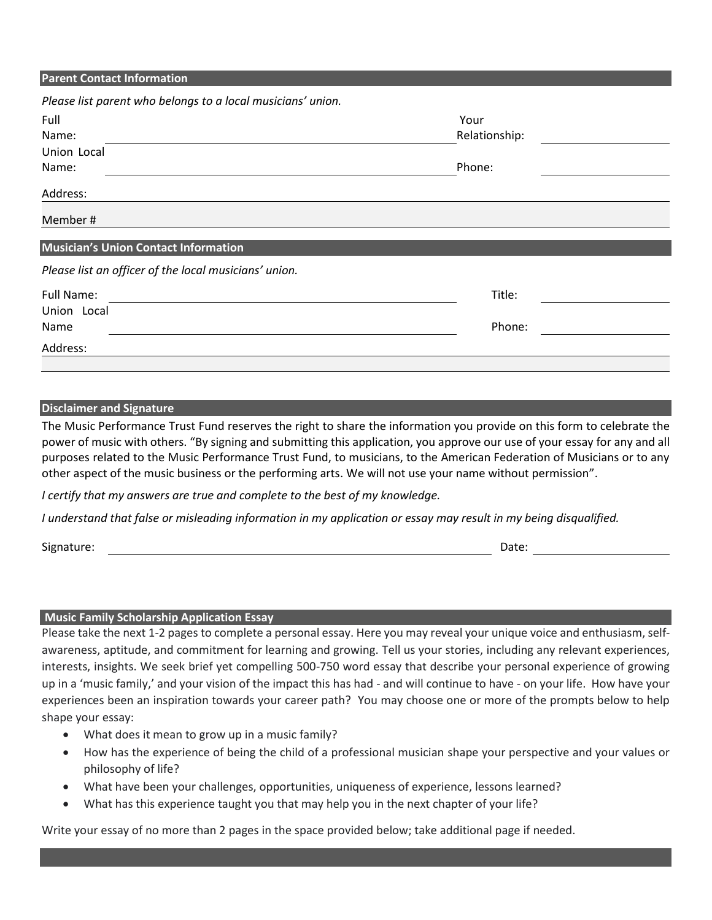## Parent Contact Information

*Please list parent who belongs to a local musicians' union.*

Full Name: ______________________________ Your Relationship: ______________

Union Local Name: ______________________________ Phone: ______________

Address: ______________________________

Member # ______________________________

## Musician's Union Contact Information

*Please list an officer of the local musicians' union.*

Full Name: ______________________________ Title: ______________

Union Local Name ______________________________ Phone: ______________

Address: ______________________________

## Disclaimer and Signature

The Music Performance Trust Fund reserves the right to share the information you provide on this form to celebrate the power of music with others. "By signing and submitting this application, you approve our use of your essay for any and all purposes related to the Music Performance Trust Fund, to musicians, to the American Federation of Musicians or to any other aspect of the music business or the performing arts. We will not use your name without permission".

*I certify that my answers are true and complete to the best of my knowledge.*

*I understand that false or misleading information in my application or essay may result in my being disqualified.*

Signature: ______________________________ Date: ______________

## Music Family Scholarship Application Essay

Please take the next 1-2 pages to complete a personal essay. Here you may reveal your unique voice and enthusiasm, self-awareness, aptitude, and commitment for learning and growing. Tell us your stories, including any relevant experiences, interests, insights. We seek brief yet compelling 500-750 word essay that describe your personal experience of growing up in a 'music family,' and your vision of the impact this has had - and will continue to have - on your life. How have your experiences been an inspiration towards your career path? You may choose one or more of the prompts below to help shape your essay:

- What does it mean to grow up in a music family?
- How has the experience of being the child of a professional musician shape your perspective and your values or philosophy of life?
- What have been your challenges, opportunities, uniqueness of experience, lessons learned?
- What has this experience taught you that may help you in the next chapter of your life?

Write your essay of no more than 2 pages in the space provided below; take additional page if needed.